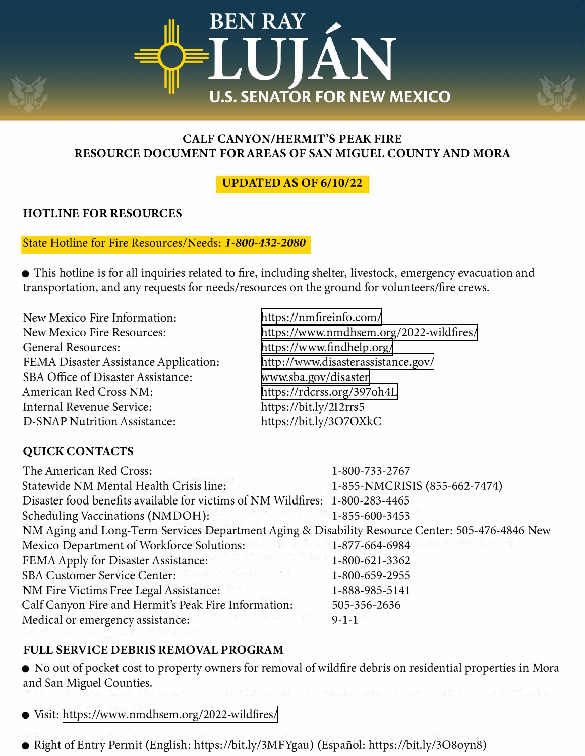# BEN RAY LUJÁN
## U.S. SENATOR FOR NEW MEXICO

### CALF CANYON/HERMIT'S PEAK FIRE
### RESOURCE DOCUMENT FOR AREAS OF SAN MIGUEL COUNTY AND MORA

**UPDATED AS OF 6/10/22**

## HOTLINE FOR RESOURCES

State Hotline for Fire Resources/Needs: ***1-800-432-2080***

- This hotline is for all inquiries related to fire, including shelter, livestock, emergency evacuation and transportation, and any requests for needs/resources on the ground for volunteers/fire crews.

| | |
|---|---|
| New Mexico Fire Information: | https://nmfireinfo.com/ |
| New Mexico Fire Resources: | https://www.nmdhsem.org/2022-wildfires/ |
| General Resources: | https://www.findhelp.org/ |
| FEMA Disaster Assistance Application: | http://www.disasterassistance.gov/ |
| SBA Office of Disaster Assistance: | www.sba.gov/disaster |
| American Red Cross NM: | https://rdcrss.org/397oh4L |
| Internal Revenue Service: | https://bit.ly/2I2rrs5 |
| D-SNAP Nutrition Assistance: | https://bit.ly/3O7OXkC |

## QUICK CONTACTS

| | |
|---|---|
| The American Red Cross: | 1-800-733-2767 |
| Statewide NM Mental Health Crisis line: | 1-855-NMCRISIS (855-662-7474) |
| Disaster food benefits available for victims of NM Wildfires: | 1-800-283-4465 |
| Scheduling Vaccinations (NMDOH): | 1-855-600-3453 |
| NM Aging and Long-Term Services Department Aging & Disability Resource Center: | 505-476-4846 |
| New Mexico Department of Workforce Solutions: | 1-877-664-6984 |
| FEMA Apply for Disaster Assistance: | 1-800-621-3362 |
| SBA Customer Service Center: | 1-800-659-2955 |
| NM Fire Victims Free Legal Assistance: | 1-888-985-5141 |
| Calf Canyon Fire and Hermit's Peak Fire Information: | 505-356-2636 |
| Medical or emergency assistance: | 9-1-1 |

## FULL SERVICE DEBRIS REMOVAL PROGRAM

- No out of pocket cost to property owners for removal of wildfire debris on residential properties in Mora and San Miguel Counties.
- Visit: https://www.nmdhsem.org/2022-wildfires/
- Right of Entry Permit (English: https://bit.ly/3MFYgau) (Español: https://bit.ly/3O8oyn8)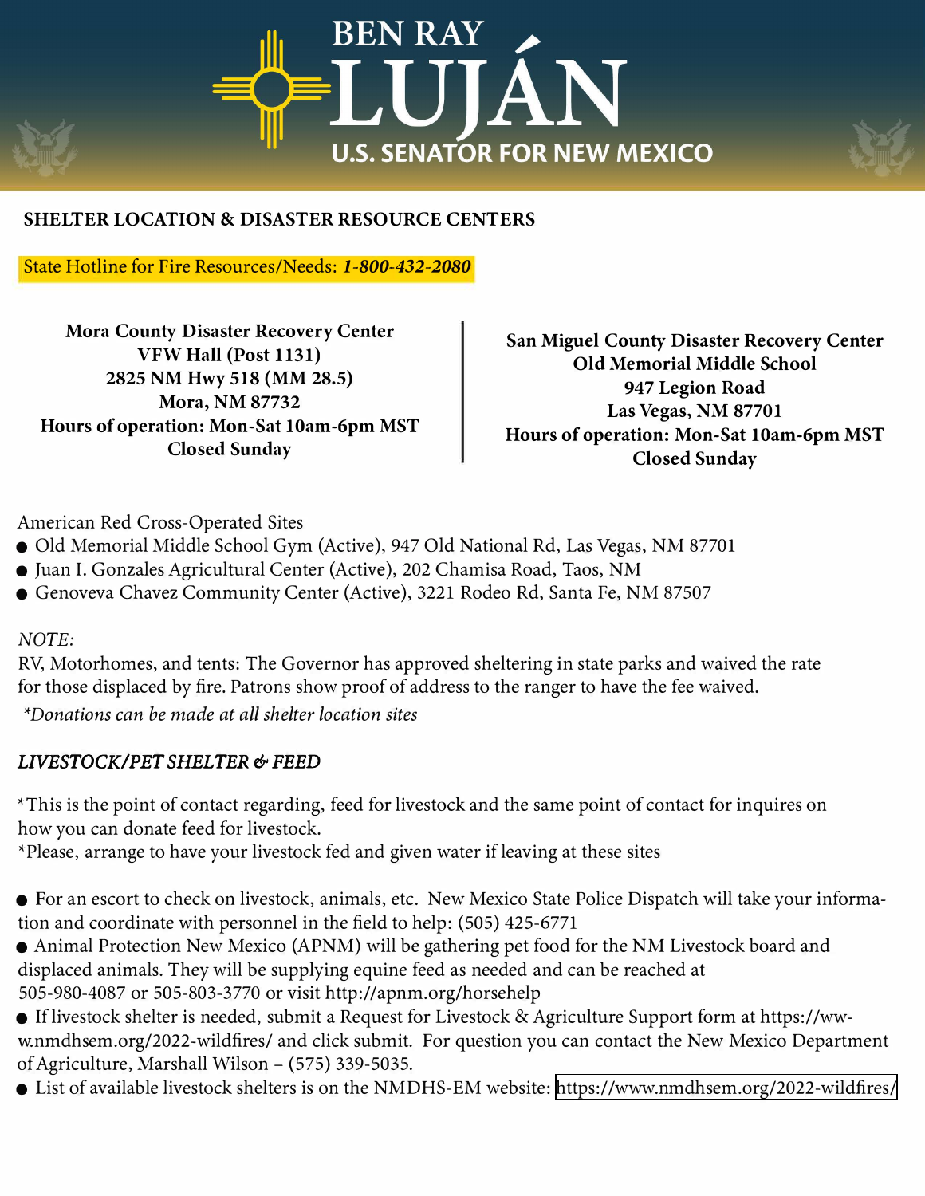BEN RAY LUJÁN
U.S. SENATOR FOR NEW MEXICO

## SHELTER LOCATION & DISASTER RESOURCE CENTERS

State Hotline for Fire Resources/Needs: ***1-800-432-2080***

**Mora County Disaster Recovery Center**
**VFW Hall (Post 1131)**
**2825 NM Hwy 518 (MM 28.5)**
**Mora, NM 87732**
**Hours of operation: Mon-Sat 10am-6pm MST**
**Closed Sunday**

**San Miguel County Disaster Recovery Center**
**Old Memorial Middle School**
**947 Legion Road**
**Las Vegas, NM 87701**
**Hours of operation: Mon-Sat 10am-6pm MST**
**Closed Sunday**

American Red Cross-Operated Sites

- Old Memorial Middle School Gym (Active), 947 Old National Rd, Las Vegas, NM 87701
- Juan I. Gonzales Agricultural Center (Active), 202 Chamisa Road, Taos, NM
- Genoveva Chavez Community Center (Active), 3221 Rodeo Rd, Santa Fe, NM 87507

*NOTE:*
RV, Motorhomes, and tents: The Governor has approved sheltering in state parks and waived the rate for those displaced by fire. Patrons show proof of address to the ranger to have the fee waived.

**Donations can be made at all shelter location sites*

## *LIVESTOCK/PET SHELTER & FEED*

*This is the point of contact regarding, feed for livestock and the same point of contact for inquires on how you can donate feed for livestock.
*Please, arrange to have your livestock fed and given water if leaving at these sites

- For an escort to check on livestock, animals, etc. New Mexico State Police Dispatch will take your information and coordinate with personnel in the field to help: (505) 425-6771
- Animal Protection New Mexico (APNM) will be gathering pet food for the NM Livestock board and displaced animals. They will be supplying equine feed as needed and can be reached at 505-980-4087 or 505-803-3770 or visit http://apnm.org/horsehelp
- If livestock shelter is needed, submit a Request for Livestock & Agriculture Support form at https://www.nmdhsem.org/2022-wildfires/ and click submit. For question you can contact the New Mexico Department of Agriculture, Marshall Wilson – (575) 339-5035.
- List of available livestock shelters is on the NMDHS-EM website: https://www.nmdhsem.org/2022-wildfires/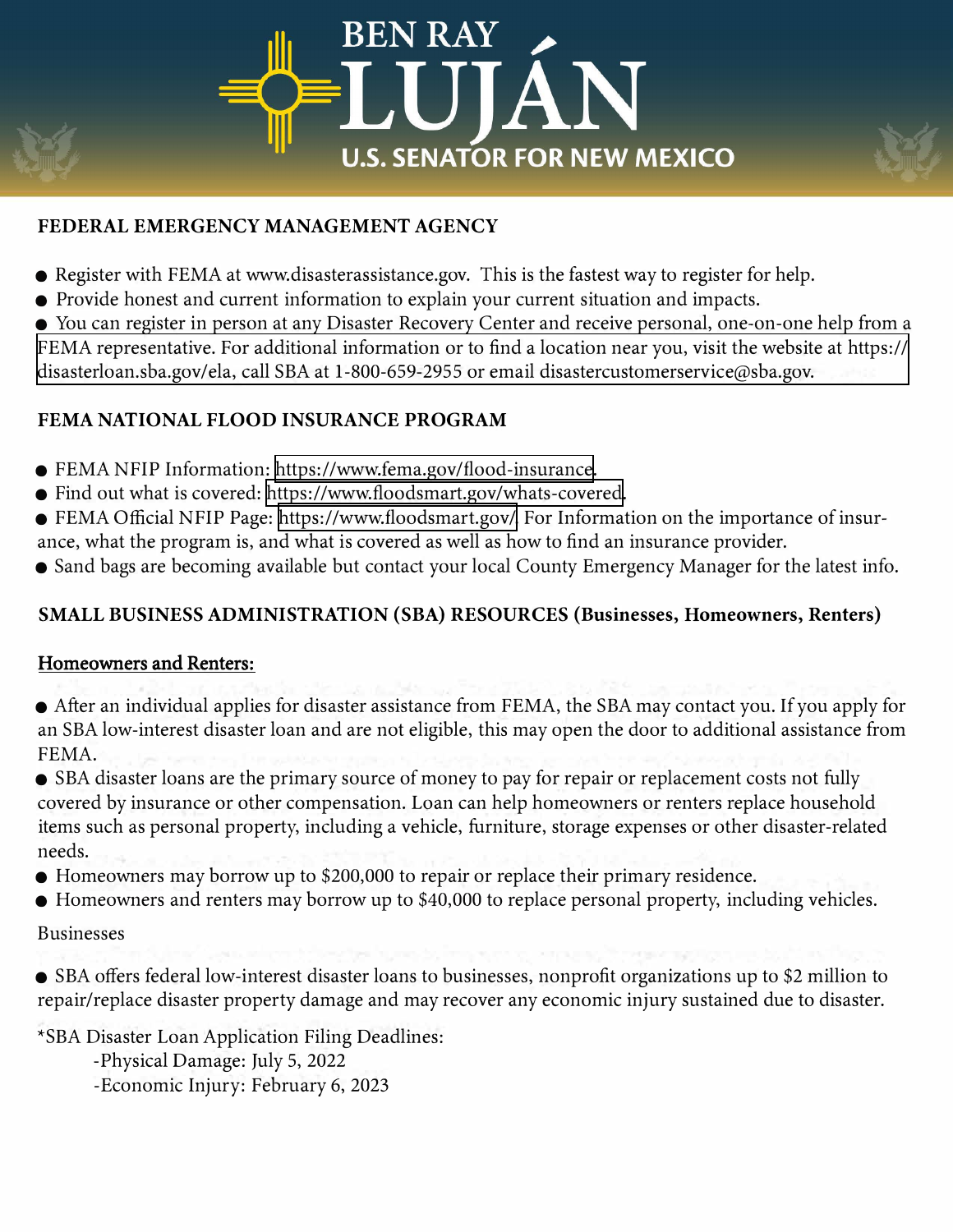## FEDERAL EMERGENCY MANAGEMENT AGENCY

- Register with FEMA at www.disasterassistance.gov. This is the fastest way to register for help.
- Provide honest and current information to explain your current situation and impacts.
- You can register in person at any Disaster Recovery Center and receive personal, one-on-one help from a FEMA representative. For additional information or to find a location near you, visit the website at https://disasterloan.sba.gov/ela, call SBA at 1-800-659-2955 or email disastercustomerservice@sba.gov.

## FEMA NATIONAL FLOOD INSURANCE PROGRAM

- FEMA NFIP Information: https://www.fema.gov/flood-insurance.
- Find out what is covered: https://www.floodsmart.gov/whats-covered.
- FEMA Official NFIP Page: https://www.floodsmart.gov/ For Information on the importance of insurance, what the program is, and what is covered as well as how to find an insurance provider.
- Sand bags are becoming available but contact your local County Emergency Manager for the latest info.

## SMALL BUSINESS ADMINISTRATION (SBA) RESOURCES (Businesses, Homeowners, Renters)

### Homeowners and Renters:

- After an individual applies for disaster assistance from FEMA, the SBA may contact you. If you apply for an SBA low-interest disaster loan and are not eligible, this may open the door to additional assistance from FEMA.
- SBA disaster loans are the primary source of money to pay for repair or replacement costs not fully covered by insurance or other compensation. Loan can help homeowners or renters replace household items such as personal property, including a vehicle, furniture, storage expenses or other disaster-related needs.
- Homeowners may borrow up to $200,000 to repair or replace their primary residence.
- Homeowners and renters may borrow up to $40,000 to replace personal property, including vehicles.

Businesses

- SBA offers federal low-interest disaster loans to businesses, nonprofit organizations up to $2 million to repair/replace disaster property damage and may recover any economic injury sustained due to disaster.

*SBA Disaster Loan Application Filing Deadlines:

-Physical Damage: July 5, 2022

-Economic Injury: February 6, 2023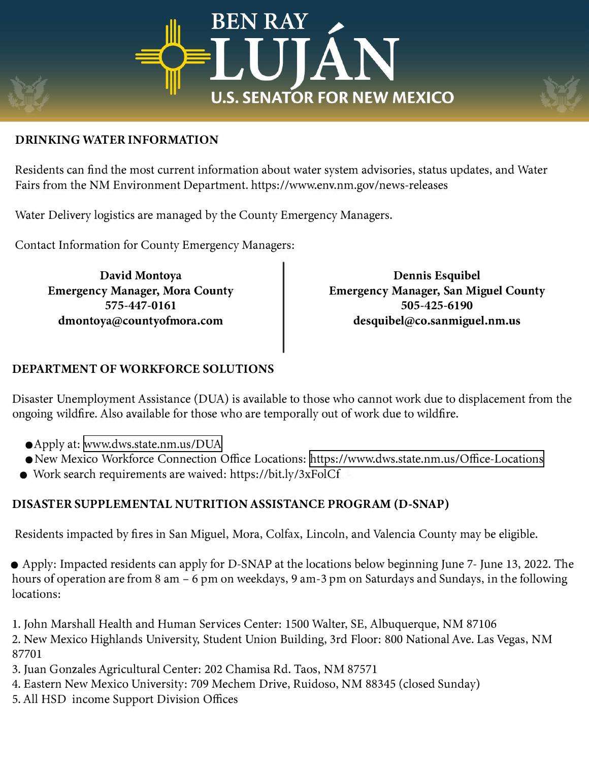BEN RAY LUJÁN

U.S. SENATOR FOR NEW MEXICO

## DRINKING WATER INFORMATION

Residents can find the most current information about water system advisories, status updates, and Water Fairs from the NM Environment Department. https://www.env.nm.gov/news-releases

Water Delivery logistics are managed by the County Emergency Managers.

Contact Information for County Emergency Managers:

**David Montoya**
**Emergency Manager, Mora County**
**575-447-0161**
**dmontoya@countyofmora.com**

**Dennis Esquibel**
**Emergency Manager, San Miguel County**
**505-425-6190**
**desquibel@co.sanmiguel.nm.us**

## DEPARTMENT OF WORKFORCE SOLUTIONS

Disaster Unemployment Assistance (DUA) is available to those who cannot work due to displacement from the ongoing wildfire. Also available for those who are temporally out of work due to wildfire.

- Apply at: www.dws.state.nm.us/DUA
- New Mexico Workforce Connection Office Locations: https://www.dws.state.nm.us/Office-Locations
- Work search requirements are waived: https://bit.ly/3xFolCf

## DISASTER SUPPLEMENTAL NUTRITION ASSISTANCE PROGRAM (D-SNAP)

Residents impacted by fires in San Miguel, Mora, Colfax, Lincoln, and Valencia County may be eligible.

- Apply: Impacted residents can apply for D-SNAP at the locations below beginning June 7- June 13, 2022. The hours of operation are from 8 am – 6 pm on weekdays, 9 am-3 pm on Saturdays and Sundays, in the following locations:

1. John Marshall Health and Human Services Center: 1500 Walter, SE, Albuquerque, NM 87106
2. New Mexico Highlands University, Student Union Building, 3rd Floor: 800 National Ave. Las Vegas, NM 87701
3. Juan Gonzales Agricultural Center: 202 Chamisa Rd. Taos, NM 87571
4. Eastern New Mexico University: 709 Mechem Drive, Ruidoso, NM 88345 (closed Sunday)
5. All HSD income Support Division Offices